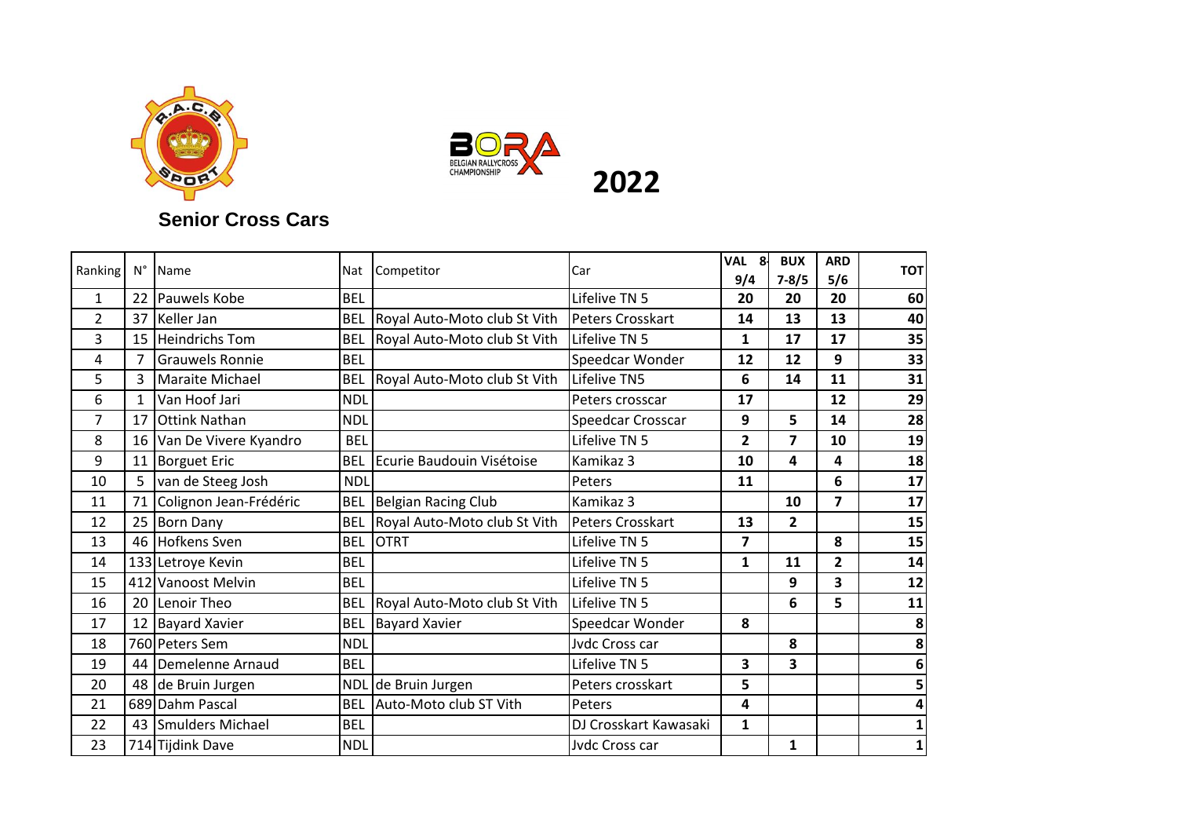2022

## Senior Cross Cars

| Ranking | N° | Name | Nat | Competitor | Car | VAL 8-9/4 | BUX 7-8/5 | ARD 5/6 | TOT |
|---|---|---|---|---|---|---|---|---|---|
| 1 | 22 | Pauwels Kobe | BEL | | Lifelive TN 5 | 20 | 20 | 20 | 60 |
| 2 | 37 | Keller Jan | BEL | Royal Auto-Moto club St Vith | Peters Crosskart | 14 | 13 | 13 | 40 |
| 3 | 15 | Heindrichs Tom | BEL | Royal Auto-Moto club St Vith | Lifelive TN 5 | 1 | 17 | 17 | 35 |
| 4 | 7 | Grauwels Ronnie | BEL | | Speedcar Wonder | 12 | 12 | 9 | 33 |
| 5 | 3 | Maraite Michael | BEL | Royal Auto-Moto club St Vith | Lifelive TN5 | 6 | 14 | 11 | 31 |
| 6 | 1 | Van Hoof Jari | NDL | | Peters crosscar | 17 | | 12 | 29 |
| 7 | 17 | Ottink Nathan | NDL | | Speedcar Crosscar | 9 | 5 | 14 | 28 |
| 8 | 16 | Van De Vivere Kyandro | BEL | | Lifelive TN 5 | 2 | 7 | 10 | 19 |
| 9 | 11 | Borguet Eric | BEL | Ecurie Baudouin Visétoise | Kamikaz 3 | 10 | 4 | 4 | 18 |
| 10 | 5 | van de Steeg Josh | NDL | | Peters | 11 | | 6 | 17 |
| 11 | 71 | Colignon Jean-Frédéric | BEL | Belgian Racing Club | Kamikaz 3 | | 10 | 7 | 17 |
| 12 | 25 | Born Dany | BEL | Royal Auto-Moto club St Vith | Peters Crosskart | 13 | 2 | | 15 |
| 13 | 46 | Hofkens Sven | BEL | OTRT | Lifelive TN 5 | 7 | | 8 | 15 |
| 14 | 133 | Letroye Kevin | BEL | | Lifelive TN 5 | 1 | 11 | 2 | 14 |
| 15 | 412 | Vanoost Melvin | BEL | | Lifelive TN 5 | | 9 | 3 | 12 |
| 16 | 20 | Lenoir Theo | BEL | Royal Auto-Moto club St Vith | Lifelive TN 5 | | 6 | 5 | 11 |
| 17 | 12 | Bayard Xavier | BEL | Bayard Xavier | Speedcar Wonder | 8 | | | 8 |
| 18 | 760 | Peters Sem | NDL | | Jvdc Cross car | | 8 | | 8 |
| 19 | 44 | Demelenne Arnaud | BEL | | Lifelive TN 5 | 3 | 3 | | 6 |
| 20 | 48 | de Bruin Jurgen | NDL | de Bruin Jurgen | Peters crosskart | 5 | | | 5 |
| 21 | 689 | Dahm Pascal | BEL | Auto-Moto club ST Vith | Peters | 4 | | | 4 |
| 22 | 43 | Smulders Michael | BEL | | DJ Crosskart Kawasaki | 1 | | | 1 |
| 23 | 714 | Tijdink Dave | NDL | | Jvdc Cross car | | 1 | | 1 |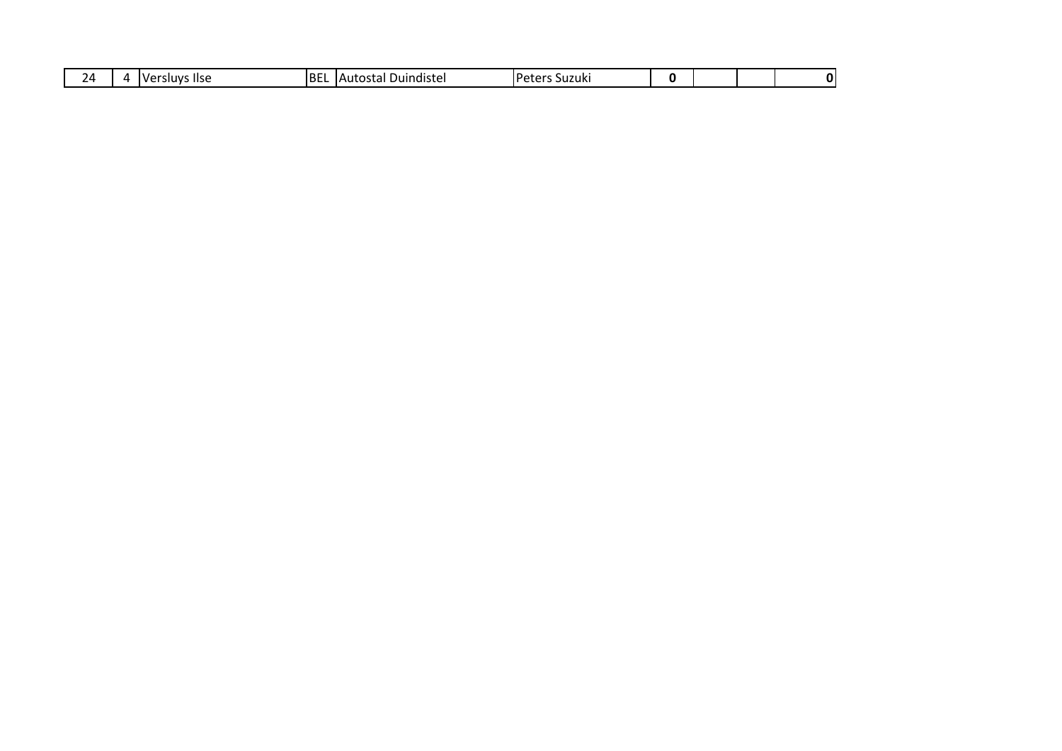| | | | | | | | | | |
|---|---|---|---|---|---|---|---|---|---|
| 24 | 4 | Versluys Ilse | BEL | Autostal Duindistel | Peters Suzuki | **0** | | | **0** |